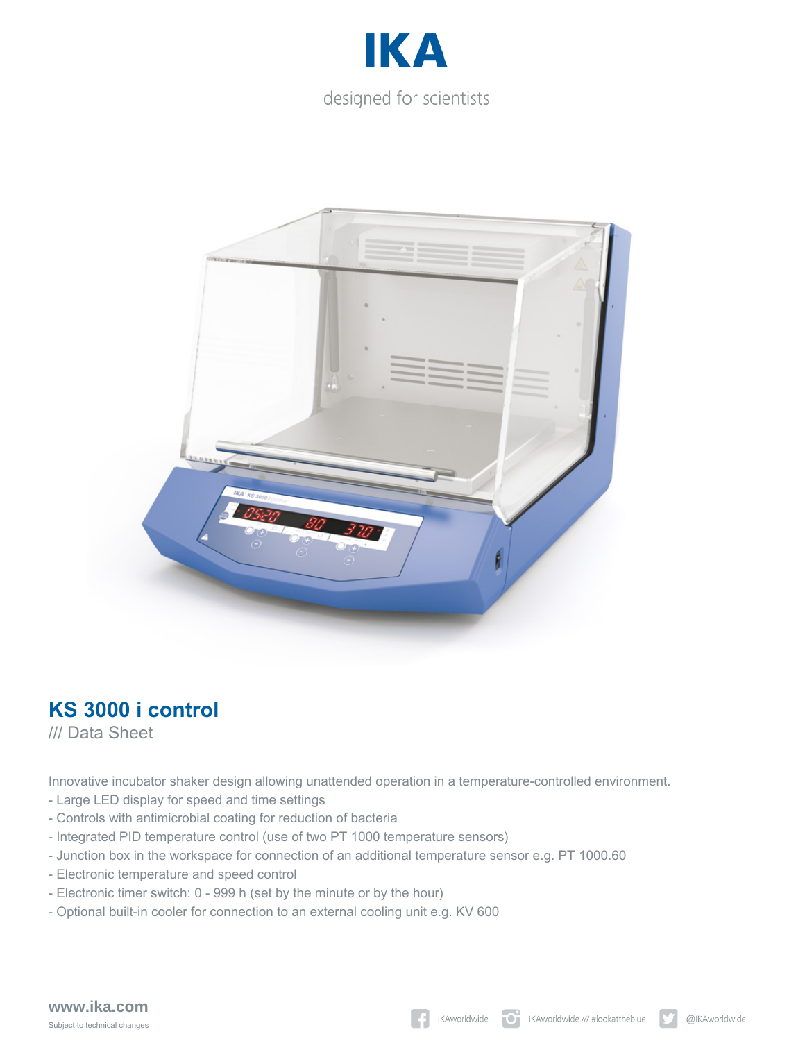# IKA

designed for scientists

## KS 3000 i control

/// Data Sheet

Innovative incubator shaker design allowing unattended operation in a temperature-controlled environment.

- Large LED display for speed and time settings
- Controls with antimicrobial coating for reduction of bacteria
- Integrated PID temperature control (use of two PT 1000 temperature sensors)
- Junction box in the workspace for connection of an additional temperature sensor e.g. PT 1000.60
- Electronic temperature and speed control
- Electronic timer switch: 0 - 999 h (set by the minute or by the hour)
- Optional built-in cooler for connection to an external cooling unit e.g. KV 600

**www.ika.com**

Subject to technical changes

IKAworldwide IKAworldwide /// #lookattheblue @IKAworldwide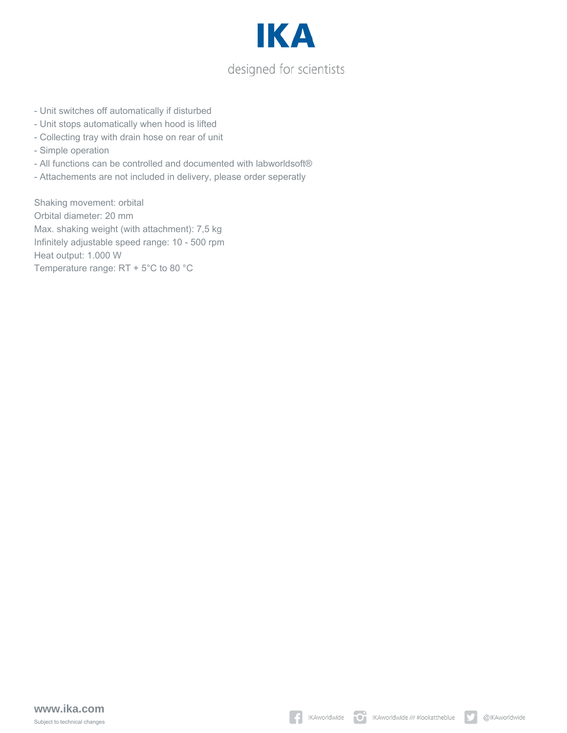- Unit switches off automatically if disturbed
- Unit stops automatically when hood is lifted
- Collecting tray with drain hose on rear of unit
- Simple operation
- All functions can be controlled and documented with labworldsoft®
- Attachements are not included in delivery, please order seperatly

Shaking movement: orbital
Orbital diameter: 20 mm
Max. shaking weight (with attachment): 7,5 kg
Infinitely adjustable speed range: 10 - 500 rpm
Heat output: 1.000 W
Temperature range: RT + 5°C to 80 °C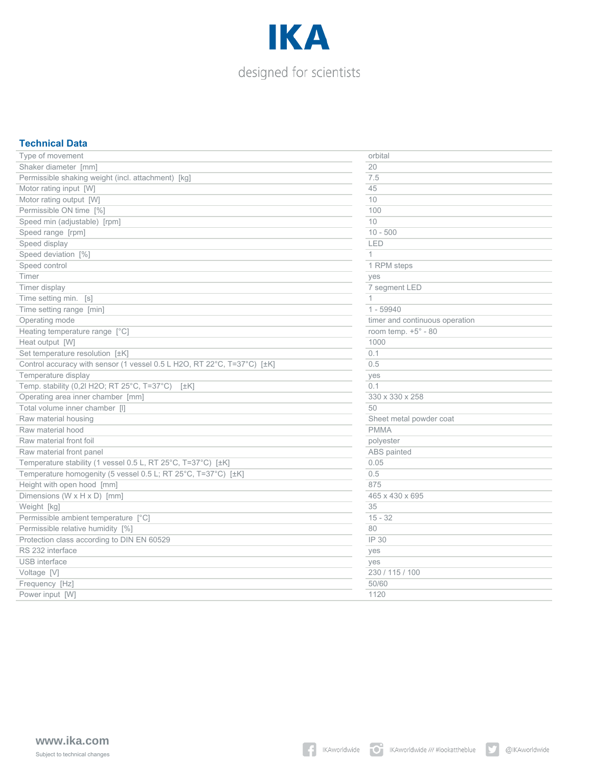IKA

designed for scientists

## Technical Data

| | |
|---|---|
| Type of movement | orbital |
| Shaker diameter [mm] | 20 |
| Permissible shaking weight (incl. attachment) [kg] | 7.5 |
| Motor rating input [W] | 45 |
| Motor rating output [W] | 10 |
| Permissible ON time [%] | 100 |
| Speed min (adjustable) [rpm] | 10 |
| Speed range [rpm] | 10 - 500 |
| Speed display | LED |
| Speed deviation [%] | 1 |
| Speed control | 1 RPM steps |
| Timer | yes |
| Timer display | 7 segment LED |
| Time setting min. [s] | 1 |
| Time setting range [min] | 1 - 59940 |
| Operating mode | timer and continuous operation |
| Heating temperature range [°C] | room temp. +5° - 80 |
| Heat output [W] | 1000 |
| Set temperature resolution [±K] | 0.1 |
| Control accuracy with sensor (1 vessel 0.5 L $H_2O$, RT 22°C, T=37°C) [±K] | 0.5 |
| Temperature display | yes |
| Temp. stability (0,2l $H_2O$; RT 25°C, T=37°C) [±K] | 0.1 |
| Operating area inner chamber [mm] | 330 x 330 x 258 |
| Total volume inner chamber [l] | 50 |
| Raw material housing | Sheet metal powder coat |
| Raw material hood | PMMA |
| Raw material front foil | polyester |
| Raw material front panel | ABS painted |
| Temperature stability (1 vessel 0.5 L, RT 25°C, T=37°C) [±K] | 0.05 |
| Temperature homogenity (5 vessel 0.5 L; RT 25°C, T=37°C) [±K] | 0.5 |
| Height with open hood [mm] | 875 |
| Dimensions (W x H x D) [mm] | 465 x 430 x 695 |
| Weight [kg] | 35 |
| Permissible ambient temperature [°C] | 15 - 32 |
| Permissible relative humidity [%] | 80 |
| Protection class according to DIN EN 60529 | IP 30 |
| RS 232 interface | yes |
| USB interface | yes |
| Voltage [V] | 230 / 115 / 100 |
| Frequency [Hz] | 50/60 |
| Power input [W] | 1120 |

www.ika.com

Subject to technical changes

IKAworldwide IKAworldwide /// #lookattheblue @IKAworldwide